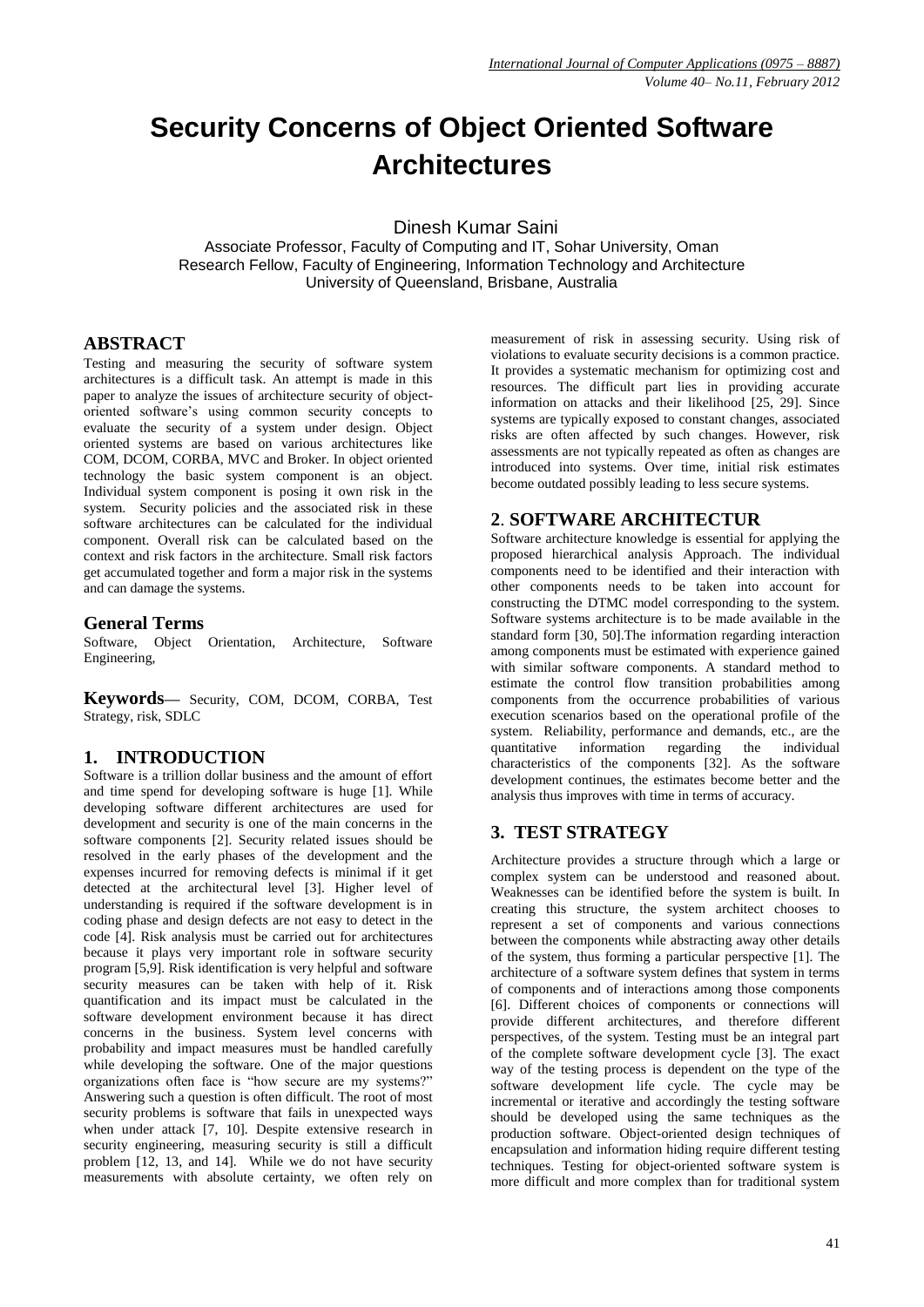# Security Concerns of Object Oriented Software Architectures

Dinesh Kumar Saini

Associate Professor, Faculty of Computing and IT, Sohar University, Oman
Research Fellow, Faculty of Engineering, Information Technology and Architecture
University of Queensland, Brisbane, Australia

## ABSTRACT

Testing and measuring the security of software system architectures is a difficult task. An attempt is made in this paper to analyze the issues of architecture security of object-oriented software's using common security concepts to evaluate the security of a system under design. Object oriented systems are based on various architectures like COM, DCOM, CORBA, MVC and Broker. In object oriented technology the basic system component is an object. Individual system component is posing it own risk in the system. Security policies and the associated risk in these software architectures can be calculated for the individual component. Overall risk can be calculated based on the context and risk factors in the architecture. Small risk factors get accumulated together and form a major risk in the systems and can damage the systems.

## General Terms

Software, Object Orientation, Architecture, Software Engineering,

**Keywords—** Security, COM, DCOM, CORBA, Test Strategy, risk, SDLC

## 1. INTRODUCTION

Software is a trillion dollar business and the amount of effort and time spend for developing software is huge [1]. While developing software different architectures are used for development and security is one of the main concerns in the software components [2]. Security related issues should be resolved in the early phases of the development and the expenses incurred for removing defects is minimal if it get detected at the architectural level [3]. Higher level of understanding is required if the software development is in coding phase and design defects are not easy to detect in the code [4]. Risk analysis must be carried out for architectures because it plays very important role in software security program [5,9]. Risk identification is very helpful and software security measures can be taken with help of it. Risk quantification and its impact must be calculated in the software development environment because it has direct concerns in the business. System level concerns with probability and impact measures must be handled carefully while developing the software. One of the major questions organizations often face is "how secure are my systems?" Answering such a question is often difficult. The root of most security problems is software that fails in unexpected ways when under attack [7, 10]. Despite extensive research in security engineering, measuring security is still a difficult problem [12, 13, and 14]. While we do not have security measurements with absolute certainty, we often rely on measurement of risk in assessing security. Using risk of violations to evaluate security decisions is a common practice. It provides a systematic mechanism for optimizing cost and resources. The difficult part lies in providing accurate information on attacks and their likelihood [25, 29]. Since systems are typically exposed to constant changes, associated risks are often affected by such changes. However, risk assessments are not typically repeated as often as changes are introduced into systems. Over time, initial risk estimates become outdated possibly leading to less secure systems.

## 2. SOFTWARE ARCHITECTUR

Software architecture knowledge is essential for applying the proposed hierarchical analysis Approach. The individual components need to be identified and their interaction with other components needs to be taken into account for constructing the DTMC model corresponding to the system. Software systems architecture is to be made available in the standard form [30, 50].The information regarding interaction among components must be estimated with experience gained with similar software components. A standard method to estimate the control flow transition probabilities among components from the occurrence probabilities of various execution scenarios based on the operational profile of the system. Reliability, performance and demands, etc., are the quantitative information regarding the individual characteristics of the components [32]. As the software development continues, the estimates become better and the analysis thus improves with time in terms of accuracy.

## 3. TEST STRATEGY

Architecture provides a structure through which a large or complex system can be understood and reasoned about. Weaknesses can be identified before the system is built. In creating this structure, the system architect chooses to represent a set of components and various connections between the components while abstracting away other details of the system, thus forming a particular perspective [1]. The architecture of a software system defines that system in terms of components and of interactions among those components [6]. Different choices of components or connections will provide different architectures, and therefore different perspectives, of the system. Testing must be an integral part of the complete software development cycle [3]. The exact way of the testing process is dependent on the type of the software development life cycle. The cycle may be incremental or iterative and accordingly the testing software should be developed using the same techniques as the production software. Object-oriented design techniques of encapsulation and information hiding require different testing techniques. Testing for object-oriented software system is more difficult and more complex than for traditional system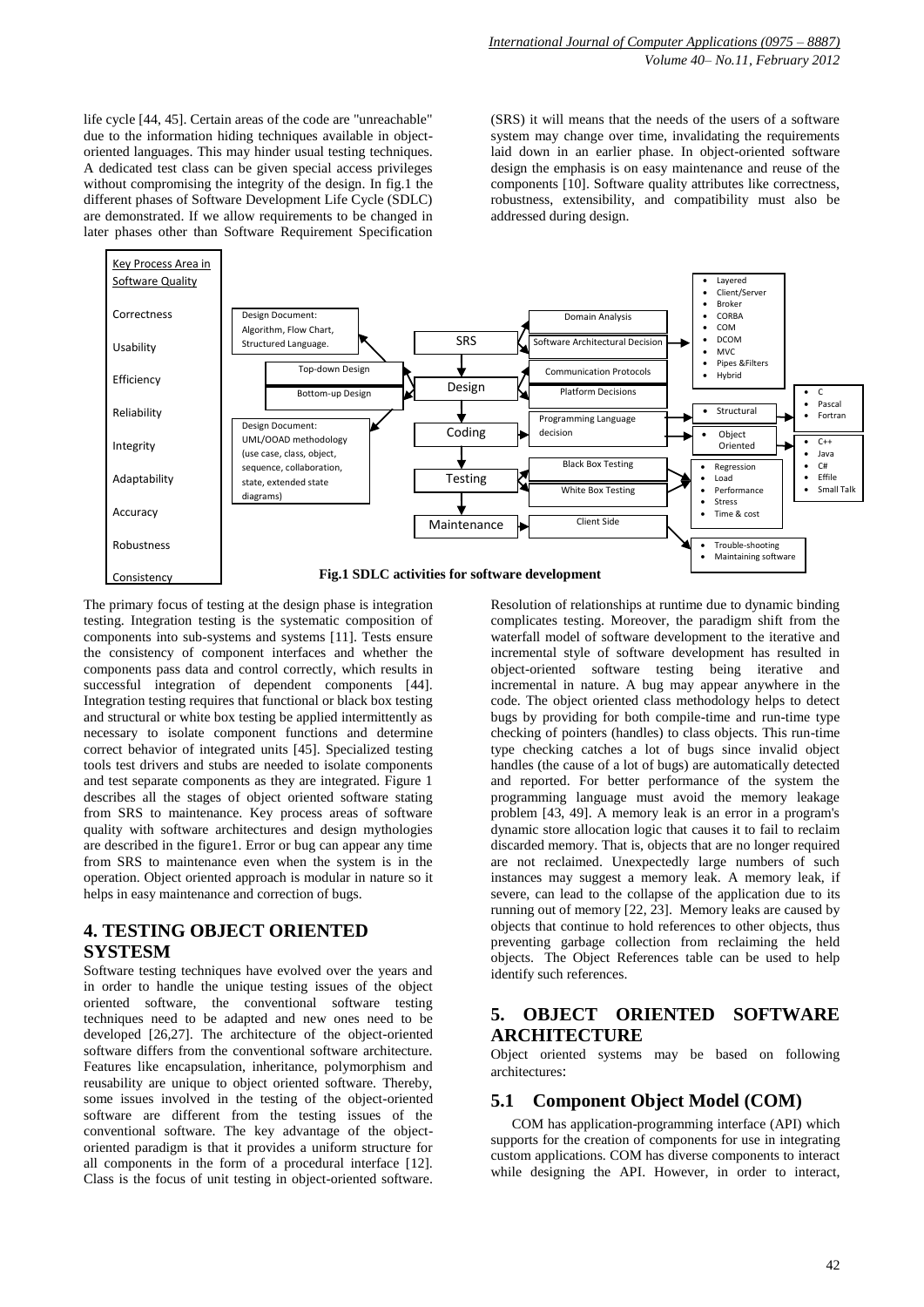life cycle [44, 45]. Certain areas of the code are "unreachable" due to the information hiding techniques available in object-oriented languages. This may hinder usual testing techniques. A dedicated test class can be given special access privileges without compromising the integrity of the design. In fig.1 the different phases of Software Development Life Cycle (SDLC) are demonstrated. If we allow requirements to be changed in later phases other than Software Requirement Specification (SRS) it will means that the needs of the users of a software system may change over time, invalidating the requirements laid down in an earlier phase. In object-oriented software design the emphasis is on easy maintenance and reuse of the components [10]. Software quality attributes like correctness, robustness, extensibility, and compatibility must also be addressed during design.

**Fig.1 SDLC activities for software development**

The primary focus of testing at the design phase is integration testing. Integration testing is the systematic composition of components into sub-systems and systems [11]. Tests ensure the consistency of component interfaces and whether the components pass data and control correctly, which results in successful integration of dependent components [44]. Integration testing requires that functional or black box testing and structural or white box testing be applied intermittently as necessary to isolate component functions and determine correct behavior of integrated units [45]. Specialized testing tools test drivers and stubs are needed to isolate components and test separate components as they are integrated. Figure 1 describes all the stages of object oriented software stating from SRS to maintenance. Key process areas of software quality with software architectures and design mythologies are described in the figure1. Error or bug can appear any time from SRS to maintenance even when the system is in the operation. Object oriented approach is modular in nature so it helps in easy maintenance and correction of bugs.

## 4. TESTING OBJECT ORIENTED SYSTESM

Software testing techniques have evolved over the years and in order to handle the unique testing issues of the object oriented software, the conventional software testing techniques need to be adapted and new ones need to be developed [26,27]. The architecture of the object-oriented software differs from the conventional software architecture. Features like encapsulation, inheritance, polymorphism and reusability are unique to object oriented software. Thereby, some issues involved in the testing of the object-oriented software are different from the testing issues of the conventional software. The key advantage of the object-oriented paradigm is that it provides a uniform structure for all components in the form of a procedural interface [12]. Class is the focus of unit testing in object-oriented software. Resolution of relationships at runtime due to dynamic binding complicates testing. Moreover, the paradigm shift from the waterfall model of software development to the iterative and incremental style of software development has resulted in object-oriented software testing being iterative and incremental in nature. A bug may appear anywhere in the code. The object oriented class methodology helps to detect bugs by providing for both compile-time and run-time type checking of pointers (handles) to class objects. This run-time type checking catches a lot of bugs since invalid object handles (the cause of a lot of bugs) are automatically detected and reported. For better performance of the system the programming language must avoid the memory leakage problem [43, 49]. A memory leak is an error in a program's dynamic store allocation logic that causes it to fail to reclaim discarded memory. That is, objects that are no longer required are not reclaimed. Unexpectedly large numbers of such instances may suggest a memory leak. A memory leak, if severe, can lead to the collapse of the application due to its running out of memory [22, 23]. Memory leaks are caused by objects that continue to hold references to other objects, thus preventing garbage collection from reclaiming the held objects. The Object References table can be used to help identify such references.

## 5. OBJECT ORIENTED SOFTWARE ARCHITECTURE

Object oriented systems may be based on following architectures:

### 5.1 Component Object Model (COM)

COM has application-programming interface (API) which supports for the creation of components for use in integrating custom applications. COM has diverse components to interact while designing the API. However, in order to interact,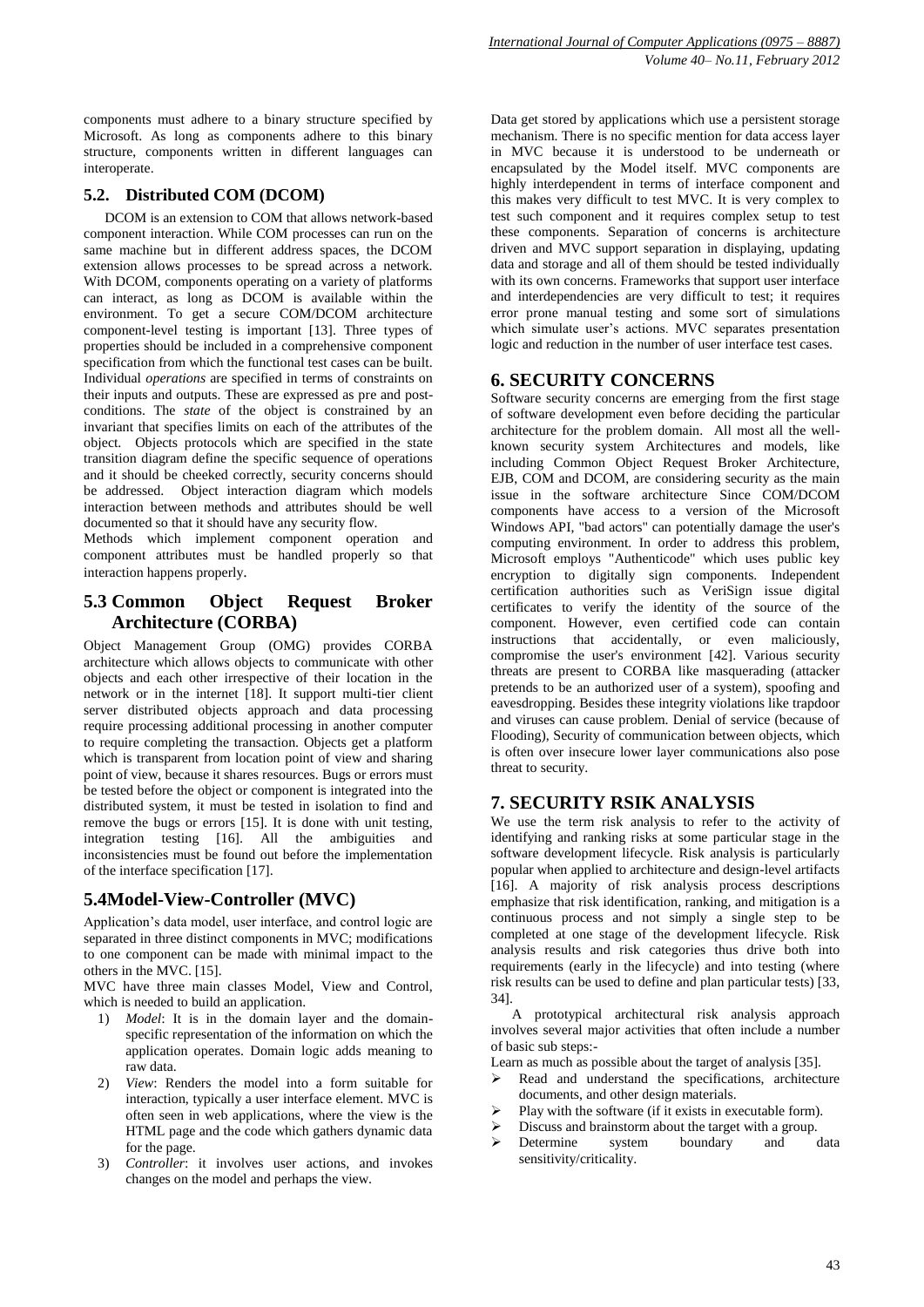components must adhere to a binary structure specified by Microsoft. As long as components adhere to this binary structure, components written in different languages can interoperate.

## 5.2. Distributed COM (DCOM)

DCOM is an extension to COM that allows network-based component interaction. While COM processes can run on the same machine but in different address spaces, the DCOM extension allows processes to be spread across a network. With DCOM, components operating on a variety of platforms can interact, as long as DCOM is available within the environment. To get a secure COM/DCOM architecture component-level testing is important [13]. Three types of properties should be included in a comprehensive component specification from which the functional test cases can be built. Individual *operations* are specified in terms of constraints on their inputs and outputs. These are expressed as pre and post-conditions. The *state* of the object is constrained by an invariant that specifies limits on each of the attributes of the object. Objects protocols which are specified in the state transition diagram define the specific sequence of operations and it should be cheeked correctly, security concerns should be addressed. Object interaction diagram which models interaction between methods and attributes should be well documented so that it should have any security flow.

Methods which implement component operation and component attributes must be handled properly so that interaction happens properly.

## 5.3 Common Object Request Broker Architecture (CORBA)

Object Management Group (OMG) provides CORBA architecture which allows objects to communicate with other objects and each other irrespective of their location in the network or in the internet [18]. It support multi-tier client server distributed objects approach and data processing require processing additional processing in another computer to require completing the transaction. Objects get a platform which is transparent from location point of view and sharing point of view, because it shares resources. Bugs or errors must be tested before the object or component is integrated into the distributed system, it must be tested in isolation to find and remove the bugs or errors [15]. It is done with unit testing, integration testing [16]. All the ambiguities and inconsistencies must be found out before the implementation of the interface specification [17].

## 5.4Model-View-Controller (MVC)

Application's data model, user interface, and control logic are separated in three distinct components in MVC; modifications to one component can be made with minimal impact to the others in the MVC. [15].

MVC have three main classes Model, View and Control, which is needed to build an application.

1) *Model*: It is in the domain layer and the domain-specific representation of the information on which the application operates. Domain logic adds meaning to raw data.
2) *View*: Renders the model into a form suitable for interaction, typically a user interface element. MVC is often seen in web applications, where the view is the HTML page and the code which gathers dynamic data for the page.
3) *Controller*: it involves user actions, and invokes changes on the model and perhaps the view.

Data get stored by applications which use a persistent storage mechanism. There is no specific mention for data access layer in MVC because it is understood to be underneath or encapsulated by the Model itself. MVC components are highly interdependent in terms of interface component and this makes very difficult to test MVC. It is very complex to test such component and it requires complex setup to test these components. Separation of concerns is architecture driven and MVC support separation in displaying, updating data and storage and all of them should be tested individually with its own concerns. Frameworks that support user interface and interdependencies are very difficult to test; it requires error prone manual testing and some sort of simulations which simulate user's actions. MVC separates presentation logic and reduction in the number of user interface test cases.

# 6. SECURITY CONCERNS

Software security concerns are emerging from the first stage of software development even before deciding the particular architecture for the problem domain. All most all the well-known security system Architectures and models, like including Common Object Request Broker Architecture, EJB, COM and DCOM, are considering security as the main issue in the software architecture Since COM/DCOM components have access to a version of the Microsoft Windows API, "bad actors" can potentially damage the user's computing environment. In order to address this problem, Microsoft employs "Authenticode" which uses public key encryption to digitally sign components. Independent certification authorities such as VeriSign issue digital certificates to verify the identity of the source of the component. However, even certified code can contain instructions that accidentally, or even maliciously, compromise the user's environment [42]. Various security threats are present to CORBA like masquerading (attacker pretends to be an authorized user of a system), spoofing and eavesdropping. Besides these integrity violations like trapdoor and viruses can cause problem. Denial of service (because of Flooding), Security of communication between objects, which is often over insecure lower layer communications also pose threat to security.

# 7. SECURITY RSIK ANALYSIS

We use the term risk analysis to refer to the activity of identifying and ranking risks at some particular stage in the software development lifecycle. Risk analysis is particularly popular when applied to architecture and design-level artifacts [16]. A majority of risk analysis process descriptions emphasize that risk identification, ranking, and mitigation is a continuous process and not simply a single step to be completed at one stage of the development lifecycle. Risk analysis results and risk categories thus drive both into requirements (early in the lifecycle) and into testing (where risk results can be used to define and plan particular tests) [33, 34].

A prototypical architectural risk analysis approach involves several major activities that often include a number of basic sub steps:-

Learn as much as possible about the target of analysis [35].

- Read and understand the specifications, architecture documents, and other design materials.
- Play with the software (if it exists in executable form).
- Discuss and brainstorm about the target with a group.
- Determine system boundary and data sensitivity/criticality.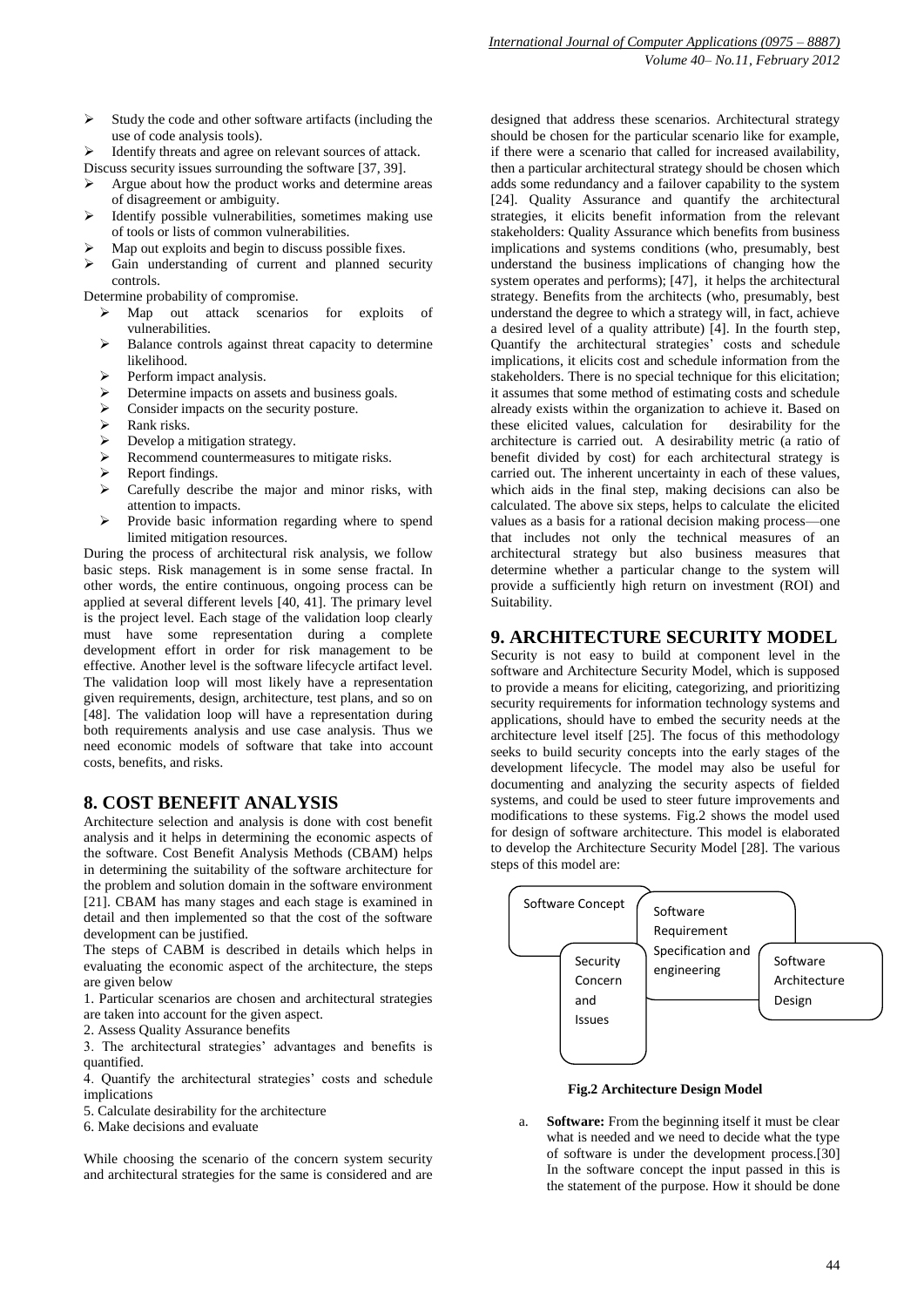- Study the code and other software artifacts (including the use of code analysis tools).
- Identify threats and agree on relevant sources of attack.

Discuss security issues surrounding the software [37, 39].

- Argue about how the product works and determine areas of disagreement or ambiguity.
- Identify possible vulnerabilities, sometimes making use of tools or lists of common vulnerabilities.
- Map out exploits and begin to discuss possible fixes.
- Gain understanding of current and planned security controls.

Determine probability of compromise.

- Map out attack scenarios for exploits of vulnerabilities.
- Balance controls against threat capacity to determine likelihood.
- Perform impact analysis.
- Determine impacts on assets and business goals.
- Consider impacts on the security posture.
- Rank risks.
- Develop a mitigation strategy.
- Recommend countermeasures to mitigate risks.
- Report findings.
- Carefully describe the major and minor risks, with attention to impacts.
- Provide basic information regarding where to spend limited mitigation resources.

During the process of architectural risk analysis, we follow basic steps. Risk management is in some sense fractal. In other words, the entire continuous, ongoing process can be applied at several different levels [40, 41]. The primary level is the project level. Each stage of the validation loop clearly must have some representation during a complete development effort in order for risk management to be effective. Another level is the software lifecycle artifact level. The validation loop will most likely have a representation given requirements, design, architecture, test plans, and so on [48]. The validation loop will have a representation during both requirements analysis and use case analysis. Thus we need economic models of software that take into account costs, benefits, and risks.

## 8. COST BENEFIT ANALYSIS

Architecture selection and analysis is done with cost benefit analysis and it helps in determining the economic aspects of the software. Cost Benefit Analysis Methods (CBAM) helps in determining the suitability of the software architecture for the problem and solution domain in the software environment [21]. CBAM has many stages and each stage is examined in detail and then implemented so that the cost of the software development can be justified.

The steps of CABM is described in details which helps in evaluating the economic aspect of the architecture, the steps are given below

1. Particular scenarios are chosen and architectural strategies are taken into account for the given aspect.
2. Assess Quality Assurance benefits
3. The architectural strategies' advantages and benefits is quantified.
4. Quantify the architectural strategies' costs and schedule implications
5. Calculate desirability for the architecture
6. Make decisions and evaluate

While choosing the scenario of the concern system security and architectural strategies for the same is considered and are designed that address these scenarios. Architectural strategy should be chosen for the particular scenario like for example, if there were a scenario that called for increased availability, then a particular architectural strategy should be chosen which adds some redundancy and a failover capability to the system [24]. Quality Assurance and quantify the architectural strategies, it elicits benefit information from the relevant stakeholders: Quality Assurance which benefits from business implications and systems conditions (who, presumably, best understand the business implications of changing how the system operates and performs); [47], it helps the architectural strategy. Benefits from the architects (who, presumably, best understand the degree to which a strategy will, in fact, achieve a desired level of a quality attribute) [4]. In the fourth step, Quantify the architectural strategies' costs and schedule implications, it elicits cost and schedule information from the stakeholders. There is no special technique for this elicitation; it assumes that some method of estimating costs and schedule already exists within the organization to achieve it. Based on these elicited values, calculation for desirability for the architecture is carried out. A desirability metric (a ratio of benefit divided by cost) for each architectural strategy is carried out. The inherent uncertainty in each of these values, which aids in the final step, making decisions can also be calculated. The above six steps, helps to calculate the elicited values as a basis for a rational decision making process—one that includes not only the technical measures of an architectural strategy but also business measures that determine whether a particular change to the system will provide a sufficiently high return on investment (ROI) and Suitability.

## 9. ARCHITECTURE SECURITY MODEL

Security is not easy to build at component level in the software and Architecture Security Model, which is supposed to provide a means for eliciting, categorizing, and prioritizing security requirements for information technology systems and applications, should have to embed the security needs at the architecture level itself [25]. The focus of this methodology seeks to build security concepts into the early stages of the development lifecycle. The model may also be useful for documenting and analyzing the security aspects of fielded systems, and could be used to steer future improvements and modifications to these systems. Fig.2 shows the model used for design of software architecture. This model is elaborated to develop the Architecture Security Model [28]. The various steps of this model are:

Software Concept | Security Concern and Issues | Software Requirement Specification and engineering | Software Architecture Design

**Fig.2 Architecture Design Model**

a. **Software:** From the beginning itself it must be clear what is needed and we need to decide what the type of software is under the development process.[30] In the software concept the input passed in this is the statement of the purpose. How it should be done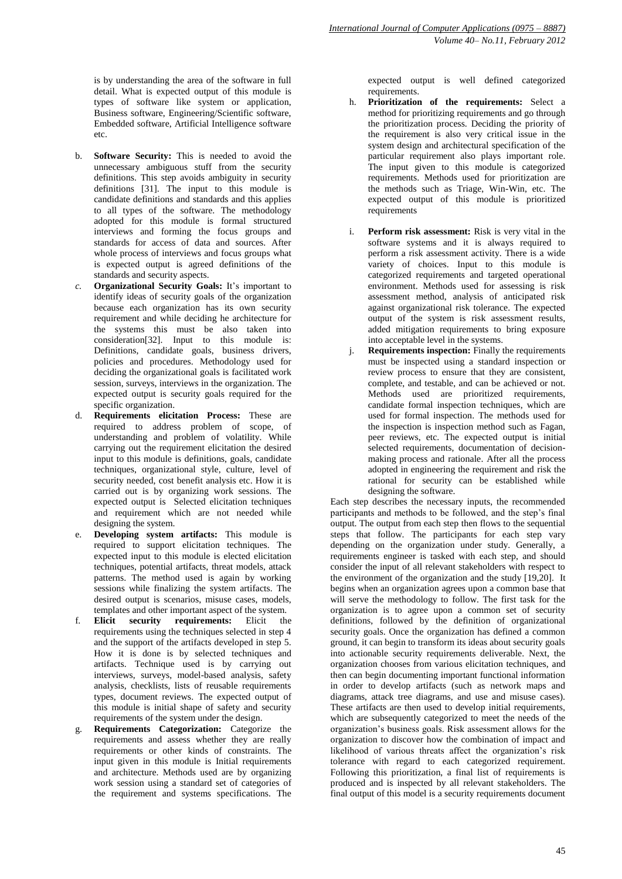is by understanding the area of the software in full detail. What is expected output of this module is types of software like system or application, Business software, Engineering/Scientific software, Embedded software, Artificial Intelligence software etc.

b. **Software Security:** This is needed to avoid the unnecessary ambiguous stuff from the security definitions. This step avoids ambiguity in security definitions [31]. The input to this module is candidate definitions and standards and this applies to all types of the software. The methodology adopted for this module is formal structured interviews and forming the focus groups and standards for access of data and sources. After whole process of interviews and focus groups what is expected output is agreed definitions of the standards and security aspects.

c. **Organizational Security Goals:** It's important to identify ideas of security goals of the organization because each organization has its own security requirement and while deciding he architecture for the systems this must be also taken into consideration[32]. Input to this module is: Definitions, candidate goals, business drivers, policies and procedures. Methodology used for deciding the organizational goals is facilitated work session, surveys, interviews in the organization. The expected output is security goals required for the specific organization.

d. **Requirements elicitation Process:** These are required to address problem of scope, of understanding and problem of volatility. While carrying out the requirement elicitation the desired input to this module is definitions, goals, candidate techniques, organizational style, culture, level of security needed, cost benefit analysis etc. How it is carried out is by organizing work sessions. The expected output is Selected elicitation techniques and requirement which are not needed while designing the system.

e. **Developing system artifacts:** This module is required to support elicitation techniques. The expected input to this module is elected elicitation techniques, potential artifacts, threat models, attack patterns. The method used is again by working sessions while finalizing the system artifacts. The desired output is scenarios, misuse cases, models, templates and other important aspect of the system.

f. **Elicit security requirements:** Elicit the requirements using the techniques selected in step 4 and the support of the artifacts developed in step 5. How it is done is by selected techniques and artifacts. Technique used is by carrying out interviews, surveys, model-based analysis, safety analysis, checklists, lists of reusable requirements types, document reviews. The expected output of this module is initial shape of safety and security requirements of the system under the design.

g. **Requirements Categorization:** Categorize the requirements and assess whether they are really requirements or other kinds of constraints. The input given in this module is Initial requirements and architecture. Methods used are by organizing work session using a standard set of categories of the requirement and systems specifications. The expected output is well defined categorized requirements.

h. **Prioritization of the requirements:** Select a method for prioritizing requirements and go through the prioritization process. Deciding the priority of the requirement is also very critical issue in the system design and architectural specification of the particular requirement also plays important role. The input given to this module is categorized requirements. Methods used for prioritization are the methods such as Triage, Win-Win, etc. The expected output of this module is prioritized requirements

i. **Perform risk assessment:** Risk is very vital in the software systems and it is always required to perform a risk assessment activity. There is a wide variety of choices. Input to this module is categorized requirements and targeted operational environment. Methods used for assessing is risk assessment method, analysis of anticipated risk against organizational risk tolerance. The expected output of the system is risk assessment results, added mitigation requirements to bring exposure into acceptable level in the systems.

j. **Requirements inspection:** Finally the requirements must be inspected using a standard inspection or review process to ensure that they are consistent, complete, and testable, and can be achieved or not. Methods used are prioritized requirements, candidate formal inspection techniques, which are used for formal inspection. The methods used for the inspection is inspection method such as Fagan, peer reviews, etc. The expected output is initial selected requirements, documentation of decision-making process and rationale. After all the process adopted in engineering the requirement and risk the rational for security can be established while designing the software.

Each step describes the necessary inputs, the recommended participants and methods to be followed, and the step's final output. The output from each step then flows to the sequential steps that follow. The participants for each step vary depending on the organization under study. Generally, a requirements engineer is tasked with each step, and should consider the input of all relevant stakeholders with respect to the environment of the organization and the study [19,20]. It begins when an organization agrees upon a common base that will serve the methodology to follow. The first task for the organization is to agree upon a common set of security definitions, followed by the definition of organizational security goals. Once the organization has defined a common ground, it can begin to transform its ideas about security goals into actionable security requirements deliverable. Next, the organization chooses from various elicitation techniques, and then can begin documenting important functional information in order to develop artifacts (such as network maps and diagrams, attack tree diagrams, and use and misuse cases). These artifacts are then used to develop initial requirements, which are subsequently categorized to meet the needs of the organization's business goals. Risk assessment allows for the organization to discover how the combination of impact and likelihood of various threats affect the organization's risk tolerance with regard to each categorized requirement. Following this prioritization, a final list of requirements is produced and is inspected by all relevant stakeholders. The final output of this model is a security requirements document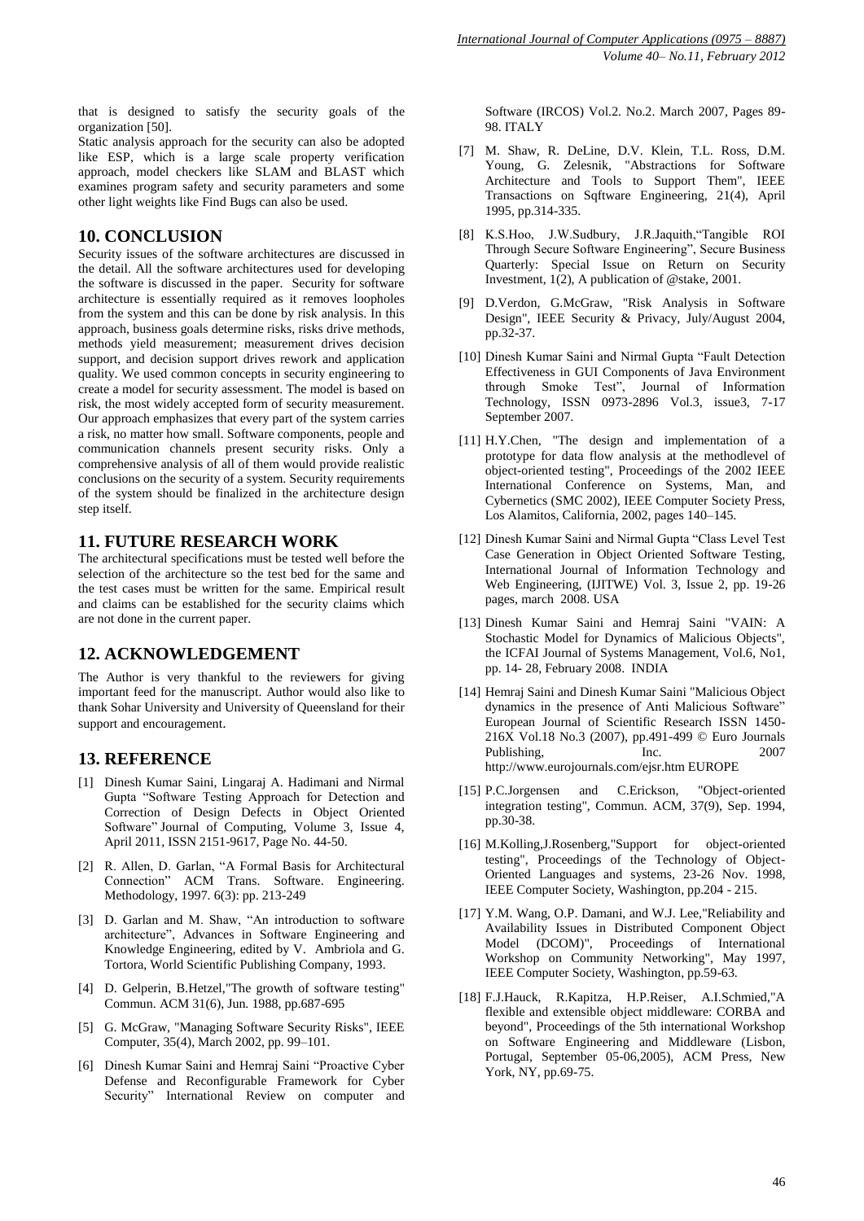that is designed to satisfy the security goals of the organization [50].

Static analysis approach for the security can also be adopted like ESP, which is a large scale property verification approach, model checkers like SLAM and BLAST which examines program safety and security parameters and some other light weights like Find Bugs can also be used.

## 10. CONCLUSION

Security issues of the software architectures are discussed in the detail. All the software architectures used for developing the software is discussed in the paper. Security for software architecture is essentially required as it removes loopholes from the system and this can be done by risk analysis. In this approach, business goals determine risks, risks drive methods, methods yield measurement; measurement drives decision support, and decision support drives rework and application quality. We used common concepts in security engineering to create a model for security assessment. The model is based on risk, the most widely accepted form of security measurement. Our approach emphasizes that every part of the system carries a risk, no matter how small. Software components, people and communication channels present security risks. Only a comprehensive analysis of all of them would provide realistic conclusions on the security of a system. Security requirements of the system should be finalized in the architecture design step itself.

## 11. FUTURE RESEARCH WORK

The architectural specifications must be tested well before the selection of the architecture so the test bed for the same and the test cases must be written for the same. Empirical result and claims can be established for the security claims which are not done in the current paper.

## 12. ACKNOWLEDGEMENT

The Author is very thankful to the reviewers for giving important feed for the manuscript. Author would also like to thank Sohar University and University of Queensland for their support and encouragement.

## 13. REFERENCE

[1] Dinesh Kumar Saini, Lingaraj A. Hadimani and Nirmal Gupta "Software Testing Approach for Detection and Correction of Design Defects in Object Oriented Software" Journal of Computing, Volume 3, Issue 4, April 2011, ISSN 2151-9617, Page No. 44-50.

[2] R. Allen, D. Garlan, "A Formal Basis for Architectural Connection" ACM Trans. Software. Engineering. Methodology, 1997. 6(3): pp. 213-249

[3] D. Garlan and M. Shaw, "An introduction to software architecture", Advances in Software Engineering and Knowledge Engineering, edited by V. Ambriola and G. Tortora, World Scientific Publishing Company, 1993.

[4] D. Gelperin, B.Hetzel,"The growth of software testing" Commun. ACM 31(6), Jun. 1988, pp.687-695

[5] G. McGraw, "Managing Software Security Risks", IEEE Computer, 35(4), March 2002, pp. 99–101.

[6] Dinesh Kumar Saini and Hemraj Saini "Proactive Cyber Defense and Reconfigurable Framework for Cyber Security" International Review on computer and Software (IRCOS) Vol.2. No.2. March 2007, Pages 89-98. ITALY

[7] M. Shaw, R. DeLine, D.V. Klein, T.L. Ross, D.M. Young, G. Zelesnik, "Abstractions for Software Architecture and Tools to Support Them", IEEE Transactions on Sqftware Engineering, 21(4), April 1995, pp.314-335.

[8] K.S.Hoo, J.W.Sudbury, J.R.Jaquith,"Tangible ROI Through Secure Software Engineering", Secure Business Quarterly: Special Issue on Return on Security Investment, 1(2), A publication of @stake, 2001.

[9] D.Verdon, G.McGraw, "Risk Analysis in Software Design", IEEE Security & Privacy, July/August 2004, pp.32-37.

[10] Dinesh Kumar Saini and Nirmal Gupta "Fault Detection Effectiveness in GUI Components of Java Environment through Smoke Test", Journal of Information Technology, ISSN 0973-2896 Vol.3, issue3, 7-17 September 2007.

[11] H.Y.Chen, "The design and implementation of a prototype for data flow analysis at the methodlevel of object-oriented testing", Proceedings of the 2002 IEEE International Conference on Systems, Man, and Cybernetics (SMC 2002), IEEE Computer Society Press, Los Alamitos, California, 2002, pages 140–145.

[12] Dinesh Kumar Saini and Nirmal Gupta "Class Level Test Case Generation in Object Oriented Software Testing, International Journal of Information Technology and Web Engineering, (IJITWE) Vol. 3, Issue 2, pp. 19-26 pages, march 2008. USA

[13] Dinesh Kumar Saini and Hemraj Saini "VAIN: A Stochastic Model for Dynamics of Malicious Objects", the ICFAI Journal of Systems Management, Vol.6, No1, pp. 14- 28, February 2008. INDIA

[14] Hemraj Saini and Dinesh Kumar Saini "Malicious Object dynamics in the presence of Anti Malicious Software" European Journal of Scientific Research ISSN 1450-216X Vol.18 No.3 (2007), pp.491-499 © Euro Journals Publishing, Inc. 2007 http://www.eurojournals.com/ejsr.htm EUROPE

[15] P.C.Jorgensen and C.Erickson, "Object-oriented integration testing", Commun. ACM, 37(9), Sep. 1994, pp.30-38.

[16] M.Kolling,J.Rosenberg,"Support for object-oriented testing", Proceedings of the Technology of Object-Oriented Languages and systems, 23-26 Nov. 1998, IEEE Computer Society, Washington, pp.204 - 215.

[17] Y.M. Wang, O.P. Damani, and W.J. Lee,"Reliability and Availability Issues in Distributed Component Object Model (DCOM)", Proceedings of International Workshop on Community Networking", May 1997, IEEE Computer Society, Washington, pp.59-63.

[18] F.J.Hauck, R.Kapitza, H.P.Reiser, A.I.Schmied,"A flexible and extensible object middleware: CORBA and beyond", Proceedings of the 5th international Workshop on Software Engineering and Middleware (Lisbon, Portugal, September 05-06,2005), ACM Press, New York, NY, pp.69-75.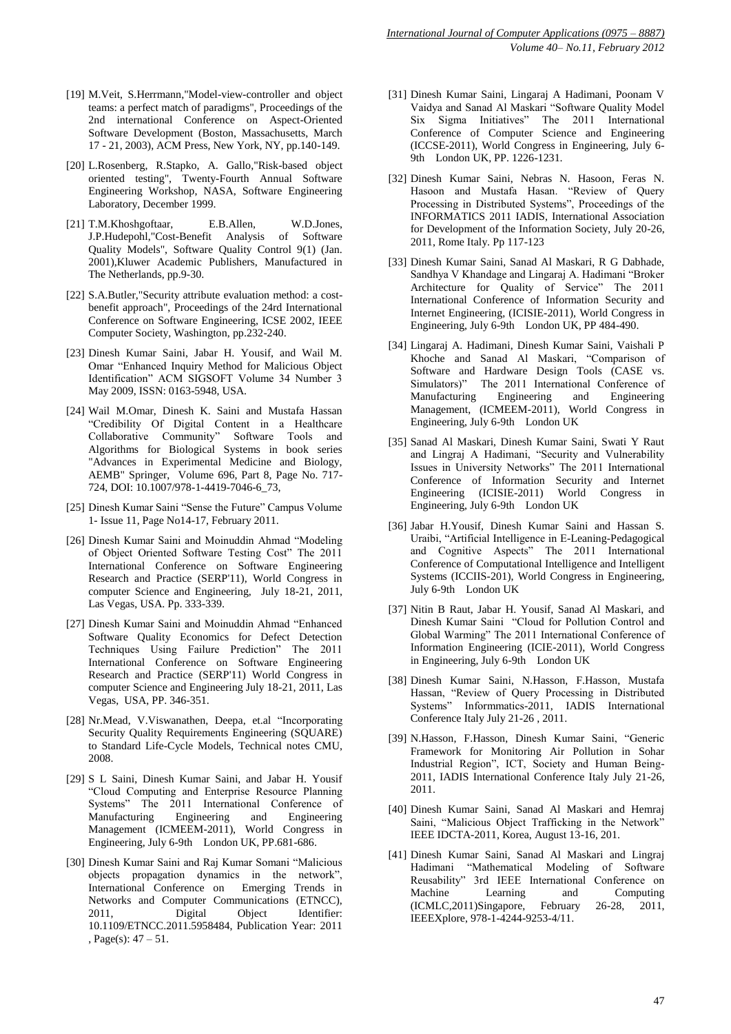[19] M.Veit, S.Herrmann,"Model-view-controller and object teams: a perfect match of paradigms", Proceedings of the 2nd international Conference on Aspect-Oriented Software Development (Boston, Massachusetts, March 17 - 21, 2003), ACM Press, New York, NY, pp.140-149.

[20] L.Rosenberg, R.Stapko, A. Gallo,"Risk-based object oriented testing", Twenty-Fourth Annual Software Engineering Workshop, NASA, Software Engineering Laboratory, December 1999.

[21] T.M.Khoshgoftaar, E.B.Allen, W.D.Jones, J.P.Hudepohl,"Cost-Benefit Analysis of Software Quality Models", Software Quality Control 9(1) (Jan. 2001),Kluwer Academic Publishers, Manufactured in The Netherlands, pp.9-30.

[22] S.A.Butler,"Security attribute evaluation method: a cost-benefit approach", Proceedings of the 24rd International Conference on Software Engineering, ICSE 2002, IEEE Computer Society, Washington, pp.232-240.

[23] Dinesh Kumar Saini, Jabar H. Yousif, and Wail M. Omar "Enhanced Inquiry Method for Malicious Object Identification" ACM SIGSOFT Volume 34 Number 3 May 2009, ISSN: 0163-5948, USA.

[24] Wail M.Omar, Dinesh K. Saini and Mustafa Hassan "Credibility Of Digital Content in a Healthcare Collaborative Community" Software Tools and Algorithms for Biological Systems in book series "Advances in Experimental Medicine and Biology, AEMB" Springer, Volume 696, Part 8, Page No. 717-724, DOI: 10.1007/978-1-4419-7046-6_73,

[25] Dinesh Kumar Saini "Sense the Future" Campus Volume 1- Issue 11, Page No14-17, February 2011.

[26] Dinesh Kumar Saini and Moinuddin Ahmad "Modeling of Object Oriented Software Testing Cost" The 2011 International Conference on Software Engineering Research and Practice (SERP'11), World Congress in computer Science and Engineering, July 18-21, 2011, Las Vegas, USA. Pp. 333-339.

[27] Dinesh Kumar Saini and Moinuddin Ahmad "Enhanced Software Quality Economics for Defect Detection Techniques Using Failure Prediction" The 2011 International Conference on Software Engineering Research and Practice (SERP'11) World Congress in computer Science and Engineering July 18-21, 2011, Las Vegas, USA, PP. 346-351.

[28] Nr.Mead, V.Viswanathen, Deepa, et.al "Incorporating Security Quality Requirements Engineering (SQUARE) to Standard Life-Cycle Models, Technical notes CMU, 2008.

[29] S L Saini, Dinesh Kumar Saini, and Jabar H. Yousif "Cloud Computing and Enterprise Resource Planning Systems" The 2011 International Conference of Manufacturing Engineering and Engineering Management (ICMEEM-2011), World Congress in Engineering, July 6-9th London UK, PP.681-686.

[30] Dinesh Kumar Saini and Raj Kumar Somani "Malicious objects propagation dynamics in the network", International Conference on Emerging Trends in Networks and Computer Communications (ETNCC), 2011, Digital Object Identifier: 10.1109/ETNCC.2011.5958484, Publication Year: 2011 , Page(s): 47 – 51.

[31] Dinesh Kumar Saini, Lingaraj A Hadimani, Poonam V Vaidya and Sanad Al Maskari "Software Quality Model Six Sigma Initiatives" The 2011 International Conference of Computer Science and Engineering (ICCSE-2011), World Congress in Engineering, July 6-9th London UK, PP. 1226-1231.

[32] Dinesh Kumar Saini, Nebras N. Hasoon, Feras N. Hasoon and Mustafa Hasan. "Review of Query Processing in Distributed Systems", Proceedings of the INFORMATICS 2011 IADIS, International Association for Development of the Information Society, July 20-26, 2011, Rome Italy. Pp 117-123

[33] Dinesh Kumar Saini, Sanad Al Maskari, R G Dabhade, Sandhya V Khandage and Lingaraj A. Hadimani "Broker Architecture for Quality of Service" The 2011 International Conference of Information Security and Internet Engineering, (ICISIE-2011), World Congress in Engineering, July 6-9th London UK, PP 484-490.

[34] Lingaraj A. Hadimani, Dinesh Kumar Saini, Vaishali P Khoche and Sanad Al Maskari, "Comparison of Software and Hardware Design Tools (CASE vs. Simulators)" The 2011 International Conference of Manufacturing Engineering and Engineering Management, (ICMEEM-2011), World Congress in Engineering, July 6-9th London UK

[35] Sanad Al Maskari, Dinesh Kumar Saini, Swati Y Raut and Lingraj A Hadimani, "Security and Vulnerability Issues in University Networks" The 2011 International Conference of Information Security and Internet Engineering (ICISIE-2011) World Congress in Engineering, July 6-9th London UK

[36] Jabar H.Yousif, Dinesh Kumar Saini and Hassan S. Uraibi, "Artificial Intelligence in E-Leaning-Pedagogical and Cognitive Aspects" The 2011 International Conference of Computational Intelligence and Intelligent Systems (ICCIIS-201), World Congress in Engineering, July 6-9th London UK

[37] Nitin B Raut, Jabar H. Yousif, Sanad Al Maskari, and Dinesh Kumar Saini "Cloud for Pollution Control and Global Warming" The 2011 International Conference of Information Engineering (ICIE-2011), World Congress in Engineering, July 6-9th London UK

[38] Dinesh Kumar Saini, N.Hasson, F.Hasson, Mustafa Hassan, "Review of Query Processing in Distributed Systems" Informmatics-2011, IADIS International Conference Italy July 21-26 , 2011.

[39] N.Hasson, F.Hasson, Dinesh Kumar Saini, "Generic Framework for Monitoring Air Pollution in Sohar Industrial Region", ICT, Society and Human Being-2011, IADIS International Conference Italy July 21-26, 2011.

[40] Dinesh Kumar Saini, Sanad Al Maskari and Hemraj Saini, "Malicious Object Trafficking in the Network" IEEE IDCTA-2011, Korea, August 13-16, 201.

[41] Dinesh Kumar Saini, Sanad Al Maskari and Lingraj Hadimani "Mathematical Modeling of Software Reusability" 3rd IEEE International Conference on Machine Learning and Computing (ICMLC,2011)Singapore, February 26-28, 2011, IEEEXplore, 978-1-4244-9253-4/11.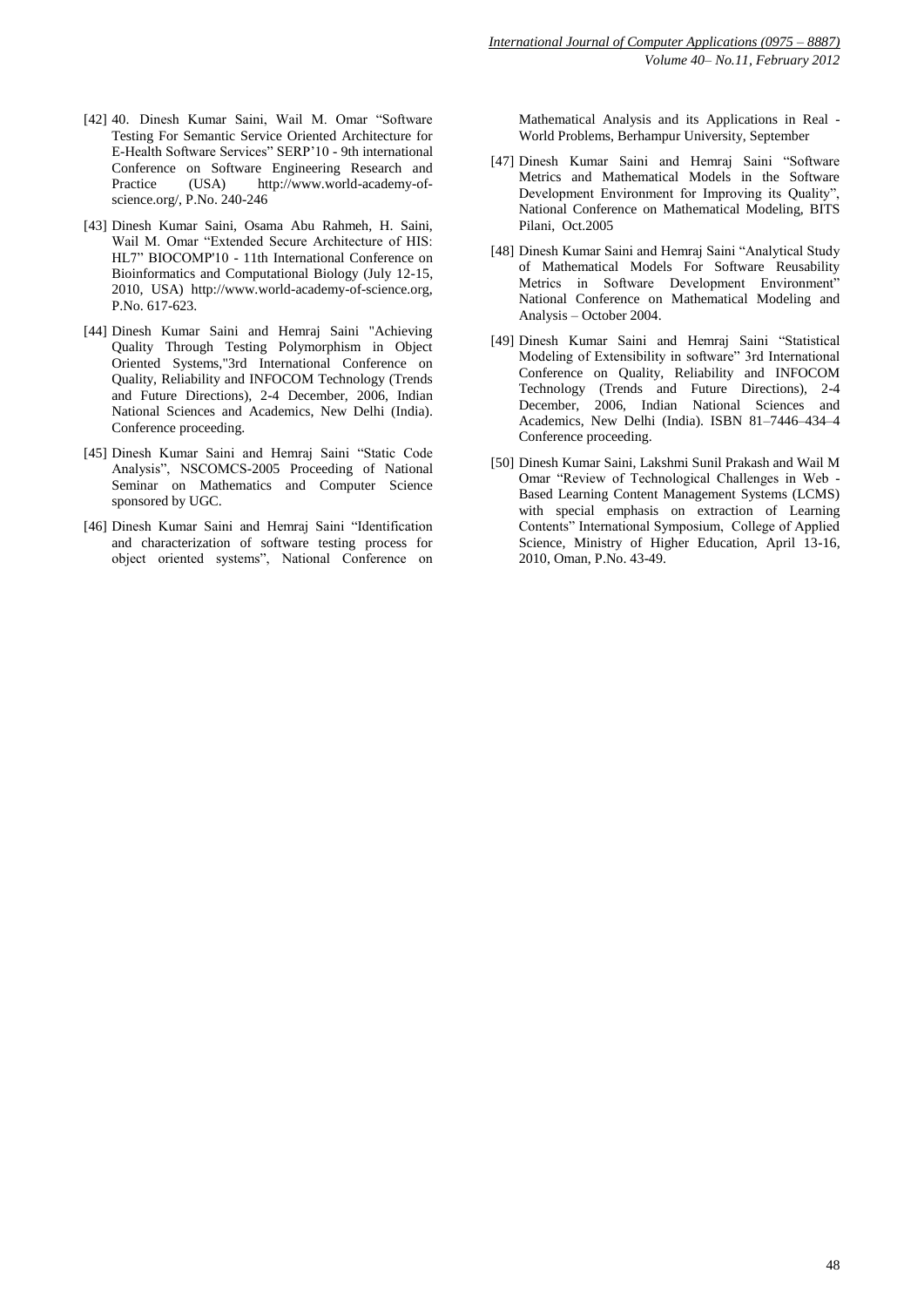[42] 40. Dinesh Kumar Saini, Wail M. Omar "Software Testing For Semantic Service Oriented Architecture for E-Health Software Services" SERP'10 - 9th international Conference on Software Engineering Research and Practice (USA) http://www.world-academy-of-science.org/, P.No. 240-246

[43] Dinesh Kumar Saini, Osama Abu Rahmeh, H. Saini, Wail M. Omar "Extended Secure Architecture of HIS: HL7" BIOCOMP'10 - 11th International Conference on Bioinformatics and Computational Biology (July 12-15, 2010, USA) http://www.world-academy-of-science.org, P.No. 617-623.

[44] Dinesh Kumar Saini and Hemraj Saini "Achieving Quality Through Testing Polymorphism in Object Oriented Systems,"3rd International Conference on Quality, Reliability and INFOCOM Technology (Trends and Future Directions), 2-4 December, 2006, Indian National Sciences and Academics, New Delhi (India). Conference proceeding.

[45] Dinesh Kumar Saini and Hemraj Saini "Static Code Analysis", NSCOMCS-2005 Proceeding of National Seminar on Mathematics and Computer Science sponsored by UGC.

[46] Dinesh Kumar Saini and Hemraj Saini "Identification and characterization of software testing process for object oriented systems", National Conference on Mathematical Analysis and its Applications in Real - World Problems, Berhampur University, September

[47] Dinesh Kumar Saini and Hemraj Saini "Software Metrics and Mathematical Models in the Software Development Environment for Improving its Quality", National Conference on Mathematical Modeling, BITS Pilani, Oct.2005

[48] Dinesh Kumar Saini and Hemraj Saini "Analytical Study of Mathematical Models For Software Reusability Metrics in Software Development Environment" National Conference on Mathematical Modeling and Analysis – October 2004.

[49] Dinesh Kumar Saini and Hemraj Saini "Statistical Modeling of Extensibility in software" 3rd International Conference on Quality, Reliability and INFOCOM Technology (Trends and Future Directions), 2-4 December, 2006, Indian National Sciences and Academics, New Delhi (India). ISBN 81–7446–434–4 Conference proceeding.

[50] Dinesh Kumar Saini, Lakshmi Sunil Prakash and Wail M Omar "Review of Technological Challenges in Web - Based Learning Content Management Systems (LCMS) with special emphasis on extraction of Learning Contents" International Symposium, College of Applied Science, Ministry of Higher Education, April 13-16, 2010, Oman, P.No. 43-49.